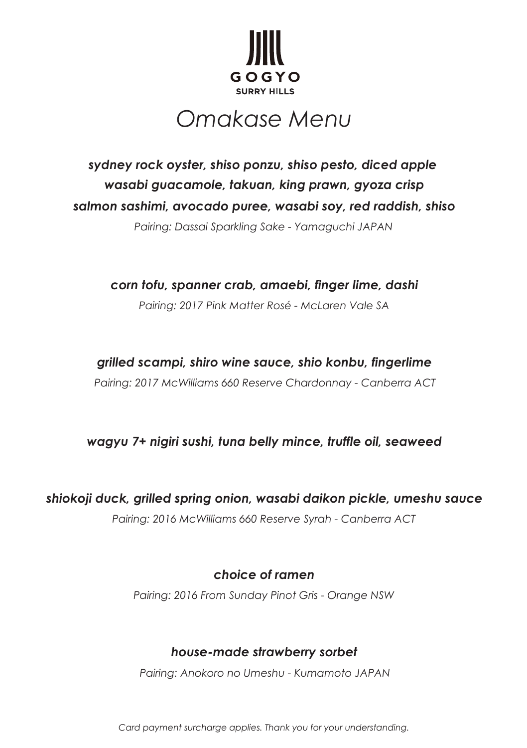GOGYO

SURRY HILLS

# Omakase Menu

***sydney rock oyster, shiso ponzu, shiso pesto, diced apple***

***wasabi guacamole, takuan, king prawn, gyoza crisp***

***salmon sashimi, avocado puree, wasabi soy, red raddish, shiso***

*Pairing: Dassai Sparkling Sake - Yamaguchi JAPAN*

***corn tofu, spanner crab, amaebi, finger lime, dashi***

*Pairing: 2017 Pink Matter Rosé - McLaren Vale SA*

***grilled scampi, shiro wine sauce, shio konbu, fingerlime***

*Pairing: 2017 McWilliams 660 Reserve Chardonnay - Canberra ACT*

***wagyu 7+ nigiri sushi, tuna belly mince, truffle oil, seaweed***

***shiokoji duck, grilled spring onion, wasabi daikon pickle, umeshu sauce***

*Pairing: 2016 McWilliams 660 Reserve Syrah - Canberra ACT*

***choice of ramen***

*Pairing: 2016 From Sunday Pinot Gris - Orange NSW*

***house-made strawberry sorbet***

*Pairing: Anokoro no Umeshu - Kumamoto JAPAN*

*Card payment surcharge applies. Thank you for your understanding.*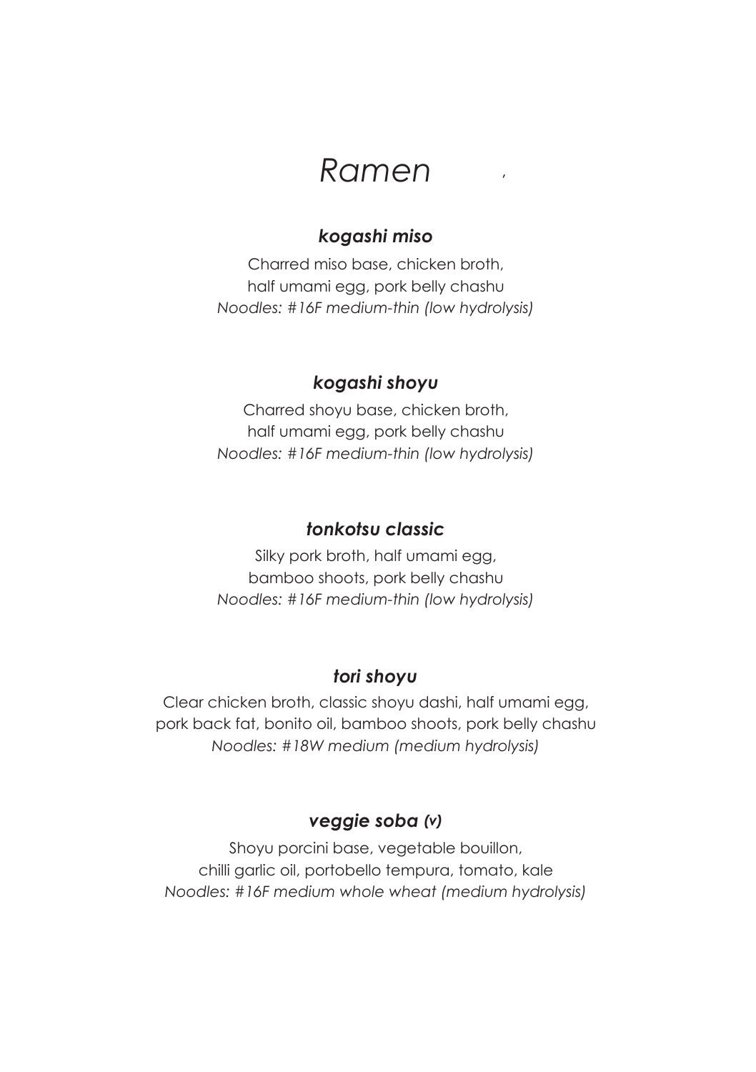# *Ramen*

### ***kogashi miso***

Charred miso base, chicken broth,
half umami egg, pork belly chashu
*Noodles: #16F medium-thin (low hydrolysis)*

### ***kogashi shoyu***

Charred shoyu base, chicken broth,
half umami egg, pork belly chashu
*Noodles: #16F medium-thin (low hydrolysis)*

### ***tonkotsu classic***

Silky pork broth, half umami egg,
bamboo shoots, pork belly chashu
*Noodles: #16F medium-thin (low hydrolysis)*

### ***tori shoyu***

Clear chicken broth, classic shoyu dashi, half umami egg,
pork back fat, bonito oil, bamboo shoots, pork belly chashu
*Noodles: #18W medium (medium hydrolysis)*

### ***veggie soba (v)***

Shoyu porcini base, vegetable bouillon,
chilli garlic oil, portobello tempura, tomato, kale
*Noodles: #16F medium whole wheat (medium hydrolysis)*